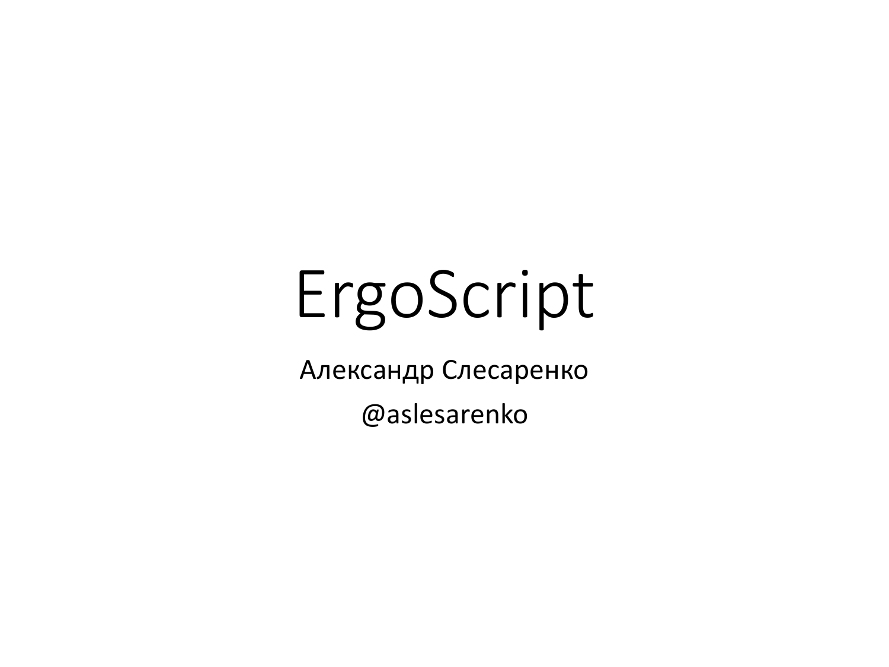# ErgoScript

Александр Слесаренко

@aslesarenko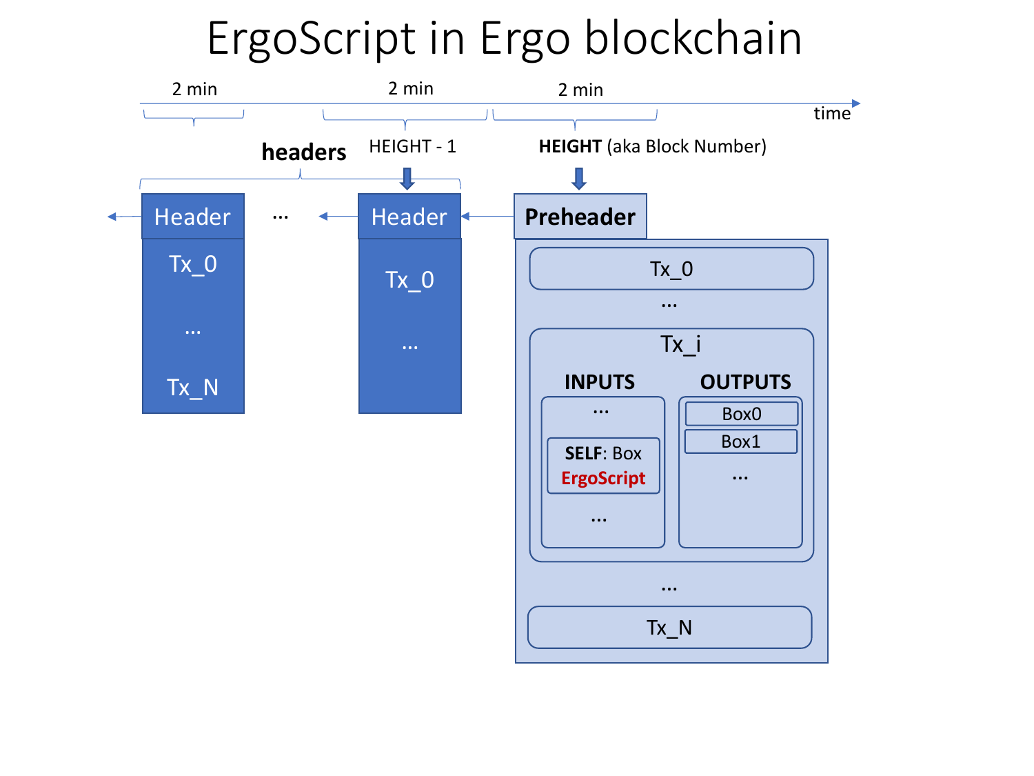# ErgoScript in Ergo blockchain

2 min 2 min 2 min

time

**headers**

HEIGHT - 1

**HEIGHT** (aka Block Number)

Header

Tx_0

…

Tx_N

…

Header

Tx_0

…

**Preheader**

Tx_0

…

Tx_i

**INPUTS**

…

**SELF**: Box

**ErgoScript**

…

**OUTPUTS**

Box0

Box1

…

…

Tx_N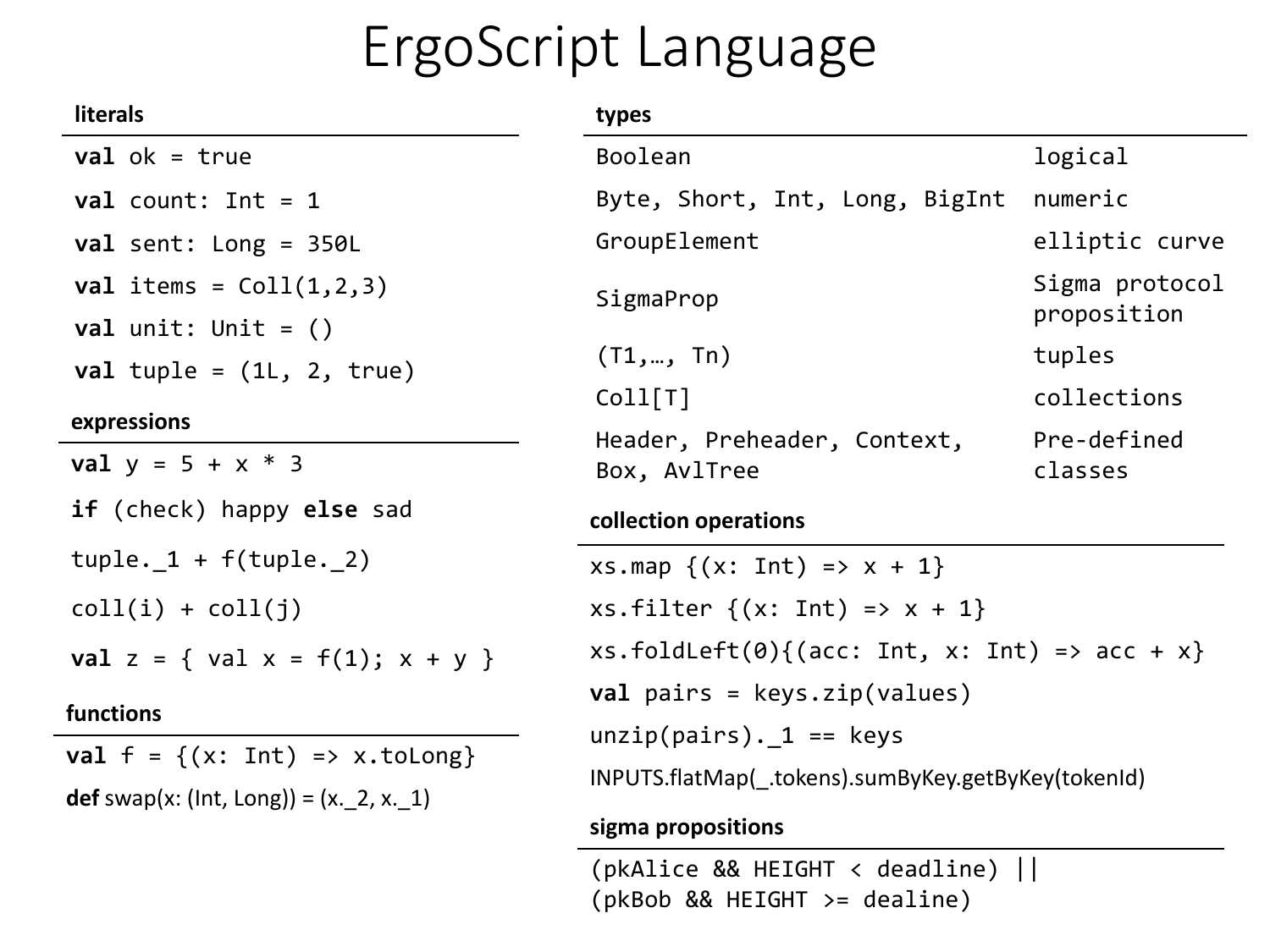# ErgoScript Language

## literals

```
val ok = true
val count: Int = 1
val sent: Long = 350L
val items = Coll(1,2,3)
val unit: Unit = ()
val tuple = (1L, 2, true)
```

## expressions

```
val y = 5 + x * 3
if (check) happy else sad
tuple._1 + f(tuple._2)
coll(i) + coll(j)
val z = { val x = f(1); x + y }
```

## functions

```
val f = {(x: Int) => x.toLong}
def swap(x: (Int, Long)) = (x._2, x._1)
```

## types

| | |
|---|---|
| Boolean | logical |
| Byte, Short, Int, Long, BigInt | numeric |
| GroupElement | elliptic curve |
| SigmaProp | Sigma protocol proposition |
| (T1,…, Tn) | tuples |
| Coll[T] | collections |
| Header, Preheader, Context, Box, AvlTree | Pre-defined classes |

## collection operations

```
xs.map {(x: Int) => x + 1}
xs.filter {(x: Int) => x + 1}
xs.foldLeft(0){(acc: Int, x: Int) => acc + x}
val pairs = keys.zip(values)
unzip(pairs)._1 == keys
INPUTS.flatMap(_.tokens).sumByKey.getByKey(tokenId)
```

## sigma propositions

```
(pkAlice && HEIGHT < deadline) ||
(pkBob && HEIGHT >= dealine)
```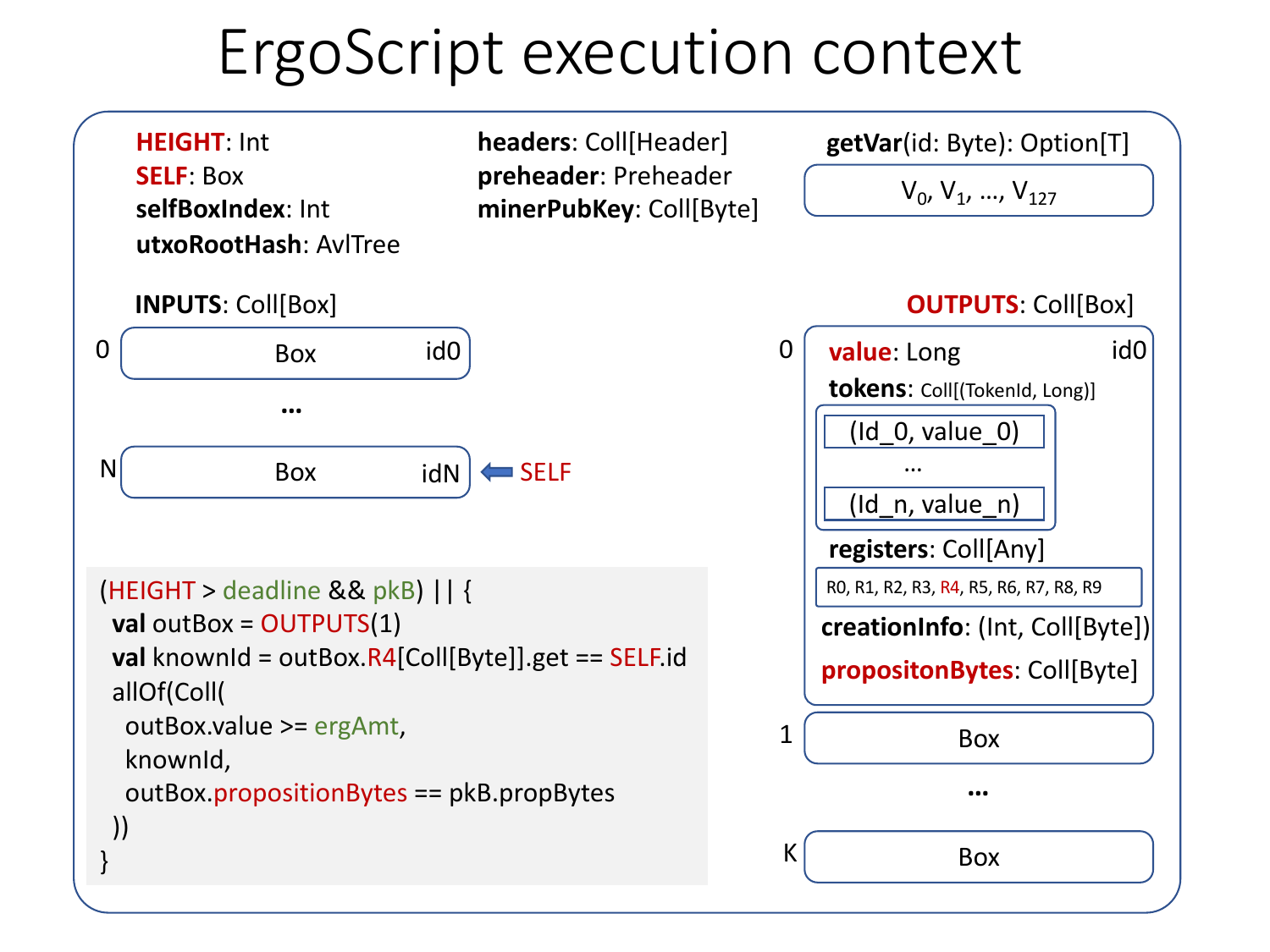# ErgoScript execution context

**HEIGHT**: Int
**SELF**: Box
**selfBoxIndex**: Int
**utxoRootHash**: AvlTree

**headers**: Coll[Header]
**preheader**: Preheader
**minerPubKey**: Coll[Byte]

**getVar**(id: Byte): Option[T]

$V_0, V_1, \ldots, V_{127}$

**INPUTS**: Coll[Box]

- 0 — Box — id0
- ...
- N — Box — idN ⟸ SELF

**OUTPUTS**: Coll[Box]

- 0 — id0
  - **value**: Long
  - **tokens**: Coll[(TokenId, Long)]
    - (Id_0, value_0)
    - ...
    - (Id_n, value_n)
  - **registers**: Coll[Any]
    - R0, R1, R2, R3, R4, R5, R6, R7, R8, R9
  - **creationInfo**: (Int, Coll[Byte])
  - **propositonBytes**: Coll[Byte]
- 1 — Box
- ...
- K — Box

```
(HEIGHT > deadline && pkB) || {
  val outBox = OUTPUTS(1)
  val knownId = outBox.R4[Coll[Byte]].get == SELF.id
  allOf(Coll(
    outBox.value >= ergAmt,
    knownId,
    outBox.propositionBytes == pkB.propBytes
  ))
}
```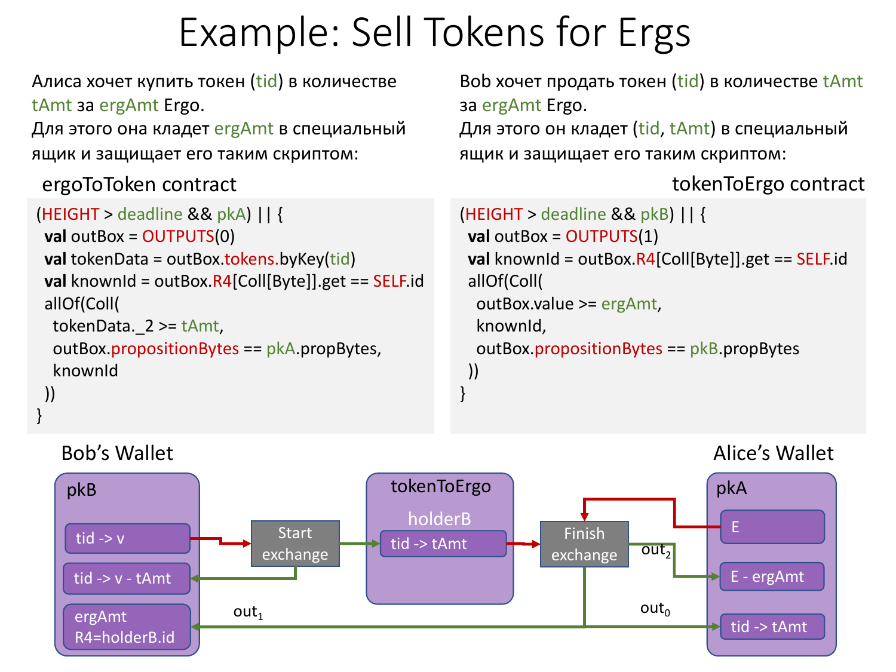# Example: Sell Tokens for Ergs

Алиса хочет купить токен (tid) в количестве tAmt за ergAmt Ergo.
Для этого она кладет ergAmt в специальный ящик и защищает его таким скриптом:

**ergoToToken contract**

```
(HEIGHT > deadline && pkA) || {
  val outBox = OUTPUTS(0)
  val tokenData = outBox.tokens.byKey(tid)
  val knownId = outBox.R4[Coll[Byte]].get == SELF.id
  allOf(Coll(
    tokenData._2 >= tAmt,
    outBox.propositionBytes == pkA.propBytes,
    knownId
  ))
}
```

Bob хочет продать токен (tid) в количестве tAmt за ergAmt Ergo.
Для этого он кладет (tid, tAmt) в специальный ящик и защищает его таким скриптом:

**tokenToErgo contract**

```
(HEIGHT > deadline && pkB) || {
  val outBox = OUTPUTS(1)
  val knownId = outBox.R4[Coll[Byte]].get == SELF.id
  allOf(Coll(
    outBox.value >= ergAmt,
    knownId,
    outBox.propositionBytes == pkB.propBytes
  ))
}
```

Bob's Wallet — pkB: tid -> v; tid -> v - tAmt; ergAmt R4=holderB.id

Start exchange

tokenToErgo — holderB: tid -> tAmt

Finish exchange — $out_0$, $out_1$, $out_2$

Alice's Wallet — pkA: E; E - ergAmt; tid -> tAmt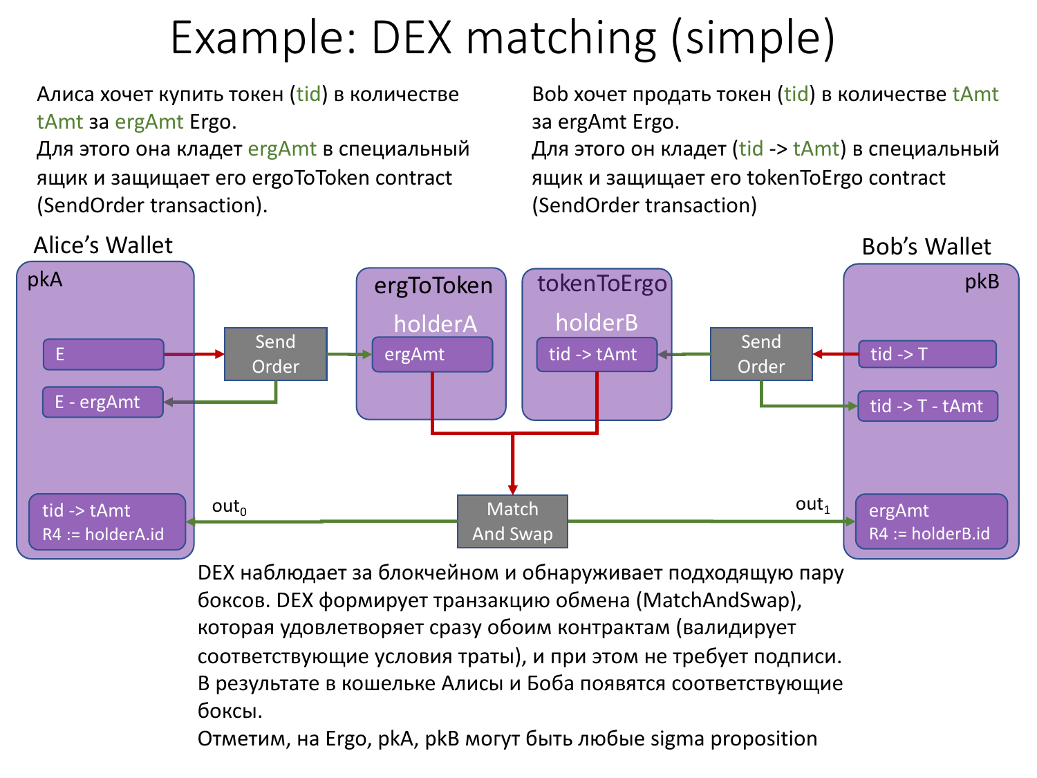# Example: DEX matching (simple)

Алиса хочет купить токен (tid) в количестве tAmt за ergAmt Ergo.
Для этого она кладет ergAmt в специальный ящик и защищает его ergoToToken contract (SendOrder transaction).

Bob хочет продать токен (tid) в количестве tAmt за ergAmt Ergo.
Для этого он кладет (tid -> tAmt) в специальный ящик и защищает его tokenToErgo contract (SendOrder transaction)

Alice's Wallet

pkA

E

E - ergAmt

tid -> tAmt
R4 := holderA.id

Send Order

ergToToken

holderA

ergAmt

tokenToErgo

holderB

tid -> tAmt

Send Order

Bob's Wallet

pkB

tid -> T

tid -> T - tAmt

ergAmt
R4 := holderB.id

Match And Swap

$out_0$

$out_1$

DEX наблюдает за блокчейном и обнаруживает подходящую пару боксов. DEX формирует транзакцию обмена (MatchAndSwap), которая удовлетворяет сразу обоим контрактам (валидирует соответствующие условия траты), и при этом не требует подписи.
В результате в кошельке Алисы и Боба появятся соответствующие боксы.
Отметим, на Ergo, pkA, pkB могут быть любые sigma proposition